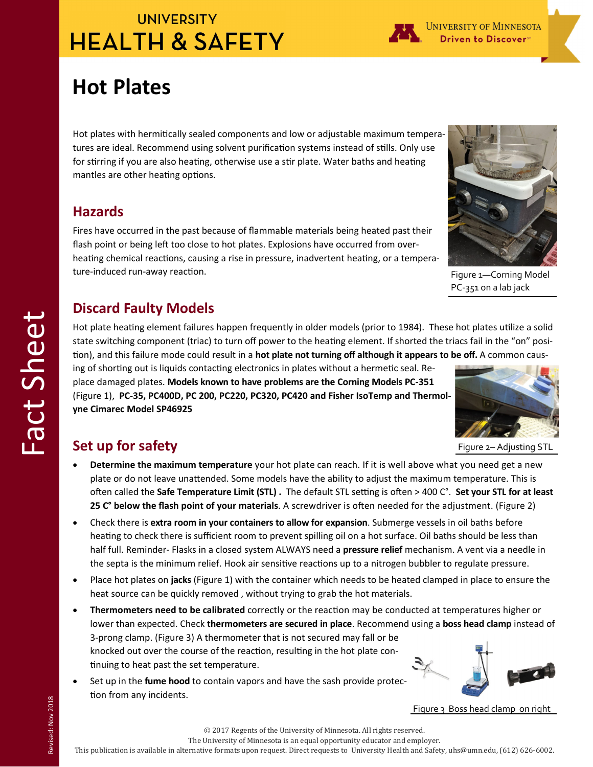# Hot Plates

Hot plates with hermitically sealed components and low or adjustable maximum temperatures are ideal. Recommend using solvent purification systems instead of stills. Only use for stirring if you are also heating, otherwise use a stir plate. Water baths and heating mantles are other heating options.

Figure 1—Corning Model PC-351 on a lab jack

## Hazards

Fires have occurred in the past because of flammable materials being heated past their flash point or being left too close to hot plates. Explosions have occurred from overheating chemical reactions, causing a rise in pressure, inadvertent heating, or a temperature-induced run-away reaction.

## Discard Faulty Models

Hot plate heating element failures happen frequently in older models (prior to 1984). These hot plates utilize a solid state switching component (triac) to turn off power to the heating element. If shorted the triacs fail in the "on" position), and this failure mode could result in a **hot plate not turning off although it appears to be off.** A common causing of shorting out is liquids contacting electronics in plates without a hermetic seal. Replace damaged plates. **Models known to have problems are the Corning Models PC-351** (Figure 1), **PC-35, PC400D, PC 200, PC220, PC320, PC420 and Fisher IsoTemp and Thermolyne Cimarec Model SP46925**

Figure 2– Adjusting STL

## Set up for safety

- **Determine the maximum temperature** your hot plate can reach. If it is well above what you need get a new plate or do not leave unattended. Some models have the ability to adjust the maximum temperature. This is often called the **Safe Temperature Limit (STL) .** The default STL setting is often > 400 C°. **Set your STL for at least 25 C° below the flash point of your materials**. A screwdriver is often needed for the adjustment. (Figure 2)
- Check there is **extra room in your containers to allow for expansion**. Submerge vessels in oil baths before heating to check there is sufficient room to prevent spilling oil on a hot surface. Oil baths should be less than half full. Reminder- Flasks in a closed system ALWAYS need a **pressure relief** mechanism. A vent via a needle in the septa is the minimum relief. Hook air sensitive reactions up to a nitrogen bubbler to regulate pressure.
- Place hot plates on **jacks** (Figure 1) with the container which needs to be heated clamped in place to ensure the heat source can be quickly removed , without trying to grab the hot materials.
- **Thermometers need to be calibrated** correctly or the reaction may be conducted at temperatures higher or lower than expected. Check **thermometers are secured in place**. Recommend using a **boss head clamp** instead of 3-prong clamp. (Figure 3) A thermometer that is not secured may fall or be knocked out over the course of the reaction, resulting in the hot plate continuing to heat past the set temperature.
- Set up in the **fume hood** to contain vapors and have the sash provide protection from any incidents.

Figure 3 Boss head clamp on right

© 2017 Regents of the University of Minnesota. All rights reserved.
The University of Minnesota is an equal opportunity educator and employer.
This publication is available in alternative formats upon request. Direct requests to University Health and Safety, uhs@umn.edu, (612) 626-6002.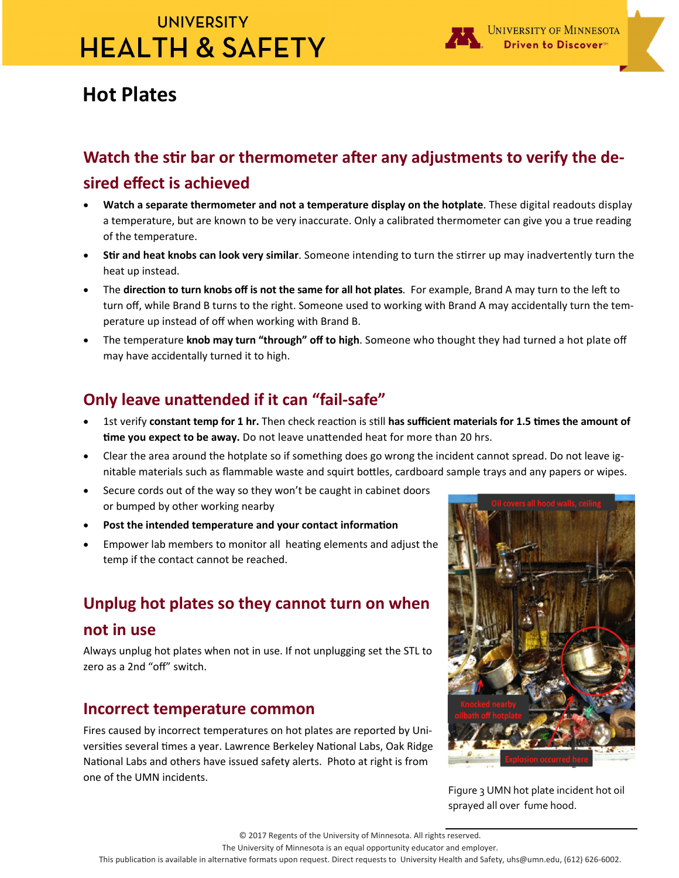# Hot Plates

## Watch the stir bar or thermometer after any adjustments to verify the desired effect is achieved

- **Watch a separate thermometer and not a temperature display on the hotplate**. These digital readouts display a temperature, but are known to be very inaccurate. Only a calibrated thermometer can give you a true reading of the temperature.
- **Stir and heat knobs can look very similar**. Someone intending to turn the stirrer up may inadvertently turn the heat up instead.
- The **direction to turn knobs off is not the same for all hot plates**. For example, Brand A may turn to the left to turn off, while Brand B turns to the right. Someone used to working with Brand A may accidentally turn the temperature up instead of off when working with Brand B.
- The temperature **knob may turn "through" off to high**. Someone who thought they had turned a hot plate off may have accidentally turned it to high.

## Only leave unattended if it can "fail-safe"

- 1st verify **constant temp for 1 hr.** Then check reaction is still **has sufficient materials for 1.5 times the amount of time you expect to be away.** Do not leave unattended heat for more than 20 hrs.
- Clear the area around the hotplate so if something does go wrong the incident cannot spread. Do not leave ignitable materials such as flammable waste and squirt bottles, cardboard sample trays and any papers or wipes.
- Secure cords out of the way so they won't be caught in cabinet doors or bumped by other working nearby
- **Post the intended temperature and your contact information**
- Empower lab members to monitor all heating elements and adjust the temp if the contact cannot be reached.

## Unplug hot plates so they cannot turn on when not in use

Always unplug hot plates when not in use. If not unplugging set the STL to zero as a 2nd "off" switch.

## Incorrect temperature common

Fires caused by incorrect temperatures on hot plates are reported by Universities several times a year. Lawrence Berkeley National Labs, Oak Ridge National Labs and others have issued safety alerts. Photo at right is from one of the UMN incidents.

Oil covers all hood walls, ceiling

Knocked nearby oilbath off hotplate

Explosion occurred here

Figure 3 UMN hot plate incident hot oil sprayed all over fume hood.

© 2017 Regents of the University of Minnesota. All rights reserved.
The University of Minnesota is an equal opportunity educator and employer.
This publication is available in alternative formats upon request. Direct requests to University Health and Safety, uhs@umn.edu, (612) 626-6002.